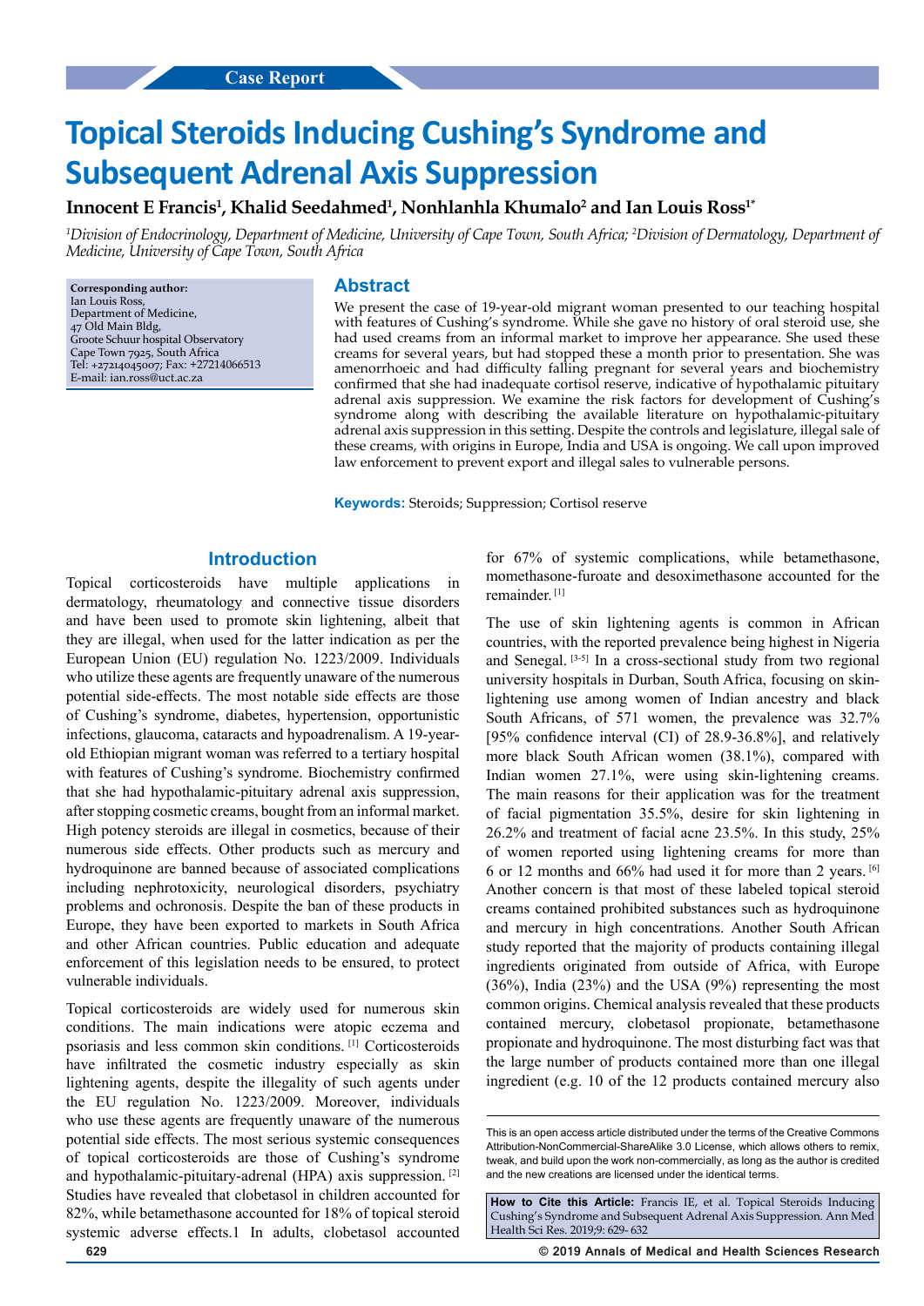Case Report

# Topical Steroids Inducing Cushing's Syndrome and Subsequent Adrenal Axis Suppression

**Innocent E Francis[1], Khalid Seedahmed[1], Nonhlanhla Khumalo[2] and Ian Louis Ross[1*]**

*[1]Division of Endocrinology, Department of Medicine, University of Cape Town, South Africa; [2]Division of Dermatology, Department of Medicine, University of Cape Town, South Africa*

**Corresponding author:**
Ian Louis Ross,
Department of Medicine,
47 Old Main Bldg,
Groote Schuur hospital Observatory
Cape Town 7925, South Africa
Tel: +27214045007; Fax: +27214066513
E-mail: ian.ross@uct.ac.za

## Abstract

We present the case of 19-year-old migrant woman presented to our teaching hospital with features of Cushing's syndrome. While she gave no history of oral steroid use, she had used creams from an informal market to improve her appearance. She used these creams for several years, but had stopped these a month prior to presentation. She was amenorrhoeic and had difficulty falling pregnant for several years and biochemistry confirmed that she had inadequate cortisol reserve, indicative of hypothalamic pituitary adrenal axis suppression. We examine the risk factors for development of Cushing's syndrome along with describing the available literature on hypothalamic-pituitary adrenal axis suppression in this setting. Despite the controls and legislature, illegal sale of these creams, with origins in Europe, India and USA is ongoing. We call upon improved law enforcement to prevent export and illegal sales to vulnerable persons.

**Keywords:** Steroids; Suppression; Cortisol reserve

## Introduction

Topical corticosteroids have multiple applications in dermatology, rheumatology and connective tissue disorders and have been used to promote skin lightening, albeit that they are illegal, when used for the latter indication as per the European Union (EU) regulation No. 1223/2009. Individuals who utilize these agents are frequently unaware of the numerous potential side-effects. The most notable side effects are those of Cushing's syndrome, diabetes, hypertension, opportunistic infections, glaucoma, cataracts and hypoadrenalism. A 19-year-old Ethiopian migrant woman was referred to a tertiary hospital with features of Cushing's syndrome. Biochemistry confirmed that she had hypothalamic-pituitary adrenal axis suppression, after stopping cosmetic creams, bought from an informal market. High potency steroids are illegal in cosmetics, because of their numerous side effects. Other products such as mercury and hydroquinone are banned because of associated complications including nephrotoxicity, neurological disorders, psychiatry problems and ochronosis. Despite the ban of these products in Europe, they have been exported to markets in South Africa and other African countries. Public education and adequate enforcement of this legislation needs to be ensured, to protect vulnerable individuals.

Topical corticosteroids are widely used for numerous skin conditions. The main indications were atopic eczema and psoriasis and less common skin conditions. [1] Corticosteroids have infiltrated the cosmetic industry especially as skin lightening agents, despite the illegality of such agents under the EU regulation No. 1223/2009. Moreover, individuals who use these agents are frequently unaware of the numerous potential side effects. The most serious systemic consequences of topical corticosteroids are those of Cushing's syndrome and hypothalamic-pituitary-adrenal (HPA) axis suppression. [2] Studies have revealed that clobetasol in children accounted for 82%, while betamethasone accounted for 18% of topical steroid systemic adverse effects.1 In adults, clobetasol accounted for 67% of systemic complications, while betamethasone, momethasone-furoate and desoximethasone accounted for the remainder. [1]

The use of skin lightening agents is common in African countries, with the reported prevalence being highest in Nigeria and Senegal. [3-5] In a cross-sectional study from two regional university hospitals in Durban, South Africa, focusing on skin-lightening use among women of Indian ancestry and black South Africans, of 571 women, the prevalence was 32.7% [95% confidence interval (CI) of 28.9-36.8%], and relatively more black South African women (38.1%), compared with Indian women 27.1%, were using skin-lightening creams. The main reasons for their application was for the treatment of facial pigmentation 35.5%, desire for skin lightening in 26.2% and treatment of facial acne 23.5%. In this study, 25% of women reported using lightening creams for more than 6 or 12 months and 66% had used it for more than 2 years. [6] Another concern is that most of these labeled topical steroid creams contained prohibited substances such as hydroquinone and mercury in high concentrations. Another South African study reported that the majority of products containing illegal ingredients originated from outside of Africa, with Europe (36%), India (23%) and the USA (9%) representing the most common origins. Chemical analysis revealed that these products contained mercury, clobetasol propionate, betamethasone propionate and hydroquinone. The most disturbing fact was that the large number of products contained more than one illegal ingredient (e.g. 10 of the 12 products contained mercury also

This is an open access article distributed under the terms of the Creative Commons Attribution-NonCommercial-ShareAlike 3.0 License, which allows others to remix, tweak, and build upon the work non-commercially, as long as the author is credited and the new creations are licensed under the identical terms.

**How to Cite this Article:** Francis IE, et al. Topical Steroids Inducing Cushing's Syndrome and Subsequent Adrenal Axis Suppression. Ann Med Health Sci Res. 2019;9: 629- 632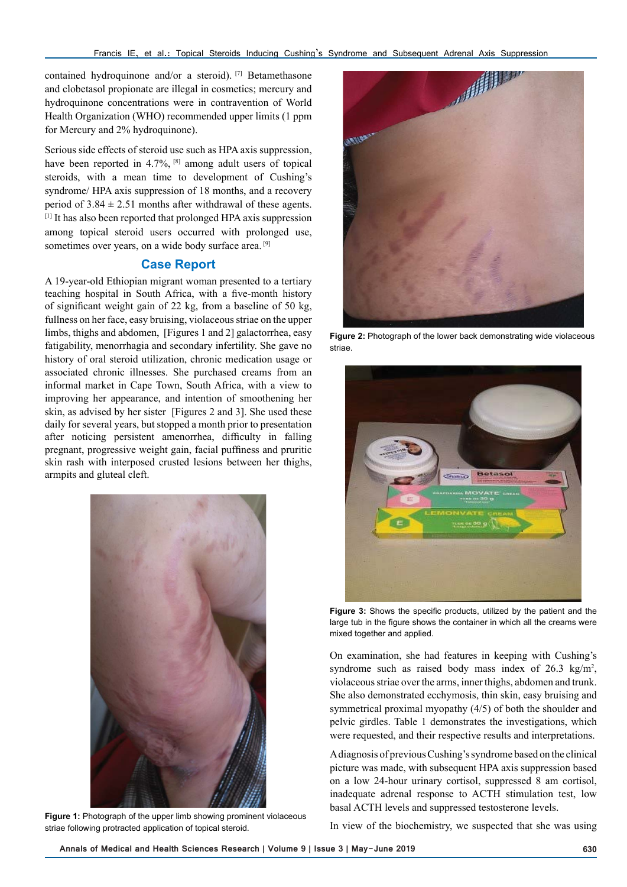contained hydroquinone and/or a steroid).[7] Betamethasone and clobetasol propionate are illegal in cosmetics; mercury and hydroquinone concentrations were in contravention of World Health Organization (WHO) recommended upper limits (1 ppm for Mercury and 2% hydroquinone).

Serious side effects of steroid use such as HPA axis suppression, have been reported in 4.7%,[8] among adult users of topical steroids, with a mean time to development of Cushing's syndrome/ HPA axis suppression of 18 months, and a recovery period of 3.84 ± 2.51 months after withdrawal of these agents.[1] It has also been reported that prolonged HPA axis suppression among topical steroid users occurred with prolonged use, sometimes over years, on a wide body surface area.[9]

## Case Report

A 19-year-old Ethiopian migrant woman presented to a tertiary teaching hospital in South Africa, with a five-month history of significant weight gain of 22 kg, from a baseline of 50 kg, fullness on her face, easy bruising, violaceous striae on the upper limbs, thighs and abdomen, [Figures 1 and 2] galactorrhea, easy fatigability, menorrhagia and secondary infertility. She gave no history of oral steroid utilization, chronic medication usage or associated chronic illnesses. She purchased creams from an informal market in Cape Town, South Africa, with a view to improving her appearance, and intention of smoothening her skin, as advised by her sister [Figures 2 and 3]. She used these daily for several years, but stopped a month prior to presentation after noticing persistent amenorrhea, difficulty in falling pregnant, progressive weight gain, facial puffiness and pruritic skin rash with interposed crusted lesions between her thighs, armpits and gluteal cleft.

**Figure 1:** Photograph of the upper limb showing prominent violaceous striae following protracted application of topical steroid.

**Figure 2:** Photograph of the lower back demonstrating wide violaceous striae.

**Figure 3:** Shows the specific products, utilized by the patient and the large tub in the figure shows the container in which all the creams were mixed together and applied.

On examination, she had features in keeping with Cushing's syndrome such as raised body mass index of 26.3 kg/m$^2$, violaceous striae over the arms, inner thighs, abdomen and trunk. She also demonstrated ecchymosis, thin skin, easy bruising and symmetrical proximal myopathy (4/5) of both the shoulder and pelvic girdles. Table 1 demonstrates the investigations, which were requested, and their respective results and interpretations.

A diagnosis of previous Cushing's syndrome based on the clinical picture was made, with subsequent HPA axis suppression based on a low 24-hour urinary cortisol, suppressed 8 am cortisol, inadequate adrenal response to ACTH stimulation test, low basal ACTH levels and suppressed testosterone levels.

In view of the biochemistry, we suspected that she was using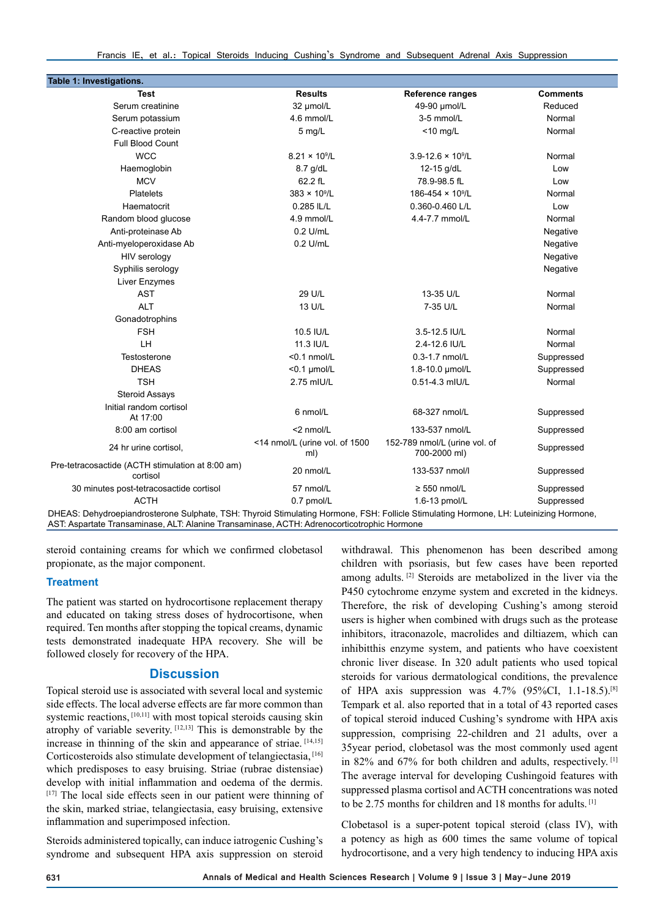**Table 1: Investigations.**

| Test | Results | Reference ranges | Comments |
|---|---|---|---|
| Serum creatinine | 32 µmol/L | 49-90 µmol/L | Reduced |
| Serum potassium | 4.6 mmol/L | 3-5 mmol/L | Normal |
| C-reactive protein | 5 mg/L | <10 mg/L | Normal |
| Full Blood Count | | | |
| WCC | 8.21 × $10^9$/L | 3.9-12.6 × $10^9$/L | Normal |
| Haemoglobin | 8.7 g/dL | 12-15 g/dL | Low |
| MCV | 62.2 fL | 78.9-98.5 fL | Low |
| Platelets | 383 × $10^9$/L | 186-454 × $10^9$/L | Normal |
| Haematocrit | 0.285 lL/L | 0.360-0.460 L/L | Low |
| Random blood glucose | 4.9 mmol/L | 4.4-7.7 mmol/L | Normal |
| Anti-proteinase Ab | 0.2 U/mL | | Negative |
| Anti-myeloperoxidase Ab | 0.2 U/mL | | Negative |
| HIV serology | | | Negative |
| Syphilis serology | | | Negative |
| Liver Enzymes | | | |
| AST | 29 U/L | 13-35 U/L | Normal |
| ALT | 13 U/L | 7-35 U/L | Normal |
| Gonadotrophins | | | |
| FSH | 10.5 IU/L | 3.5-12.5 IU/L | Normal |
| LH | 11.3 IU/L | 2.4-12.6 IU/L | Normal |
| Testosterone | <0.1 nmol/L | 0.3-1.7 nmol/L | Suppressed |
| DHEAS | <0.1 µmol/L | 1.8-10.0 µmol/L | Suppressed |
| TSH | 2.75 mIU/L | 0.51-4.3 mIU/L | Normal |
| Steroid Assays | | | |
| Initial random cortisol At 17:00 | 6 nmol/L | 68-327 nmol/L | Suppressed |
| 8:00 am cortisol | <2 nmol/L | 133-537 nmol/L | Suppressed |
| 24 hr urine cortisol, | <14 nmol/L (urine vol. of 1500 ml) | 152-789 nmol/L (urine vol. of 700-2000 ml) | Suppressed |
| Pre-tetracosactide (ACTH stimulation at 8:00 am) cortisol | 20 nmol/L | 133-537 nmol/l | Suppressed |
| 30 minutes post-tetracosactide cortisol | 57 nmol/L | ≥ 550 nmol/L | Suppressed |
| ACTH | 0.7 pmol/L | 1.6-13 pmol/L | Suppressed |

DHEAS: Dehydroepiandrosterone Sulphate, TSH: Thyroid Stimulating Hormone, FSH: Follicle Stimulating Hormone, LH: Luteinizing Hormone, AST: Aspartate Transaminase, ALT: Alanine Transaminase, ACTH: Adrenocorticotrophic Hormone

steroid containing creams for which we confirmed clobetasol propionate, as the major component.

## Treatment

The patient was started on hydrocortisone replacement therapy and educated on taking stress doses of hydrocortisone, when required. Ten months after stopping the topical creams, dynamic tests demonstrated inadequate HPA recovery. She will be followed closely for recovery of the HPA.

## Discussion

Topical steroid use is associated with several local and systemic side effects. The local adverse effects are far more common than systemic reactions,[10,11] with most topical steroids causing skin atrophy of variable severity.[12,13] This is demonstrable by the increase in thinning of the skin and appearance of striae.[14,15] Corticosteroids also stimulate development of telangiectasia,[16] which predisposes to easy bruising. Striae (rubrae distensiae) develop with initial inflammation and oedema of the dermis.[17] The local side effects seen in our patient were thinning of the skin, marked striae, telangiectasia, easy bruising, extensive inflammation and superimposed infection.

Steroids administered topically, can induce iatrogenic Cushing's syndrome and subsequent HPA axis suppression on steroid withdrawal. This phenomenon has been described among children with psoriasis, but few cases have been reported among adults.[2] Steroids are metabolized in the liver via the P450 cytochrome enzyme system and excreted in the kidneys. Therefore, the risk of developing Cushing's among steroid users is higher when combined with drugs such as the protease inhibitors, itraconazole, macrolides and diltiazem, which can inhibitthis enzyme system, and patients who have coexistent chronic liver disease. In 320 adult patients who used topical steroids for various dermatological conditions, the prevalence of HPA axis suppression was 4.7% (95%CI, 1.1-18.5).[8] Tempark et al. also reported that in a total of 43 reported cases of topical steroid induced Cushing's syndrome with HPA axis suppression, comprising 22-children and 21 adults, over a 35year period, clobetasol was the most commonly used agent in 82% and 67% for both children and adults, respectively.[1] The average interval for developing Cushingoid features with suppressed plasma cortisol and ACTH concentrations was noted to be 2.75 months for children and 18 months for adults.[1]

Clobetasol is a super-potent topical steroid (class IV), with a potency as high as 600 times the same volume of topical hydrocortisone, and a very high tendency to inducing HPA axis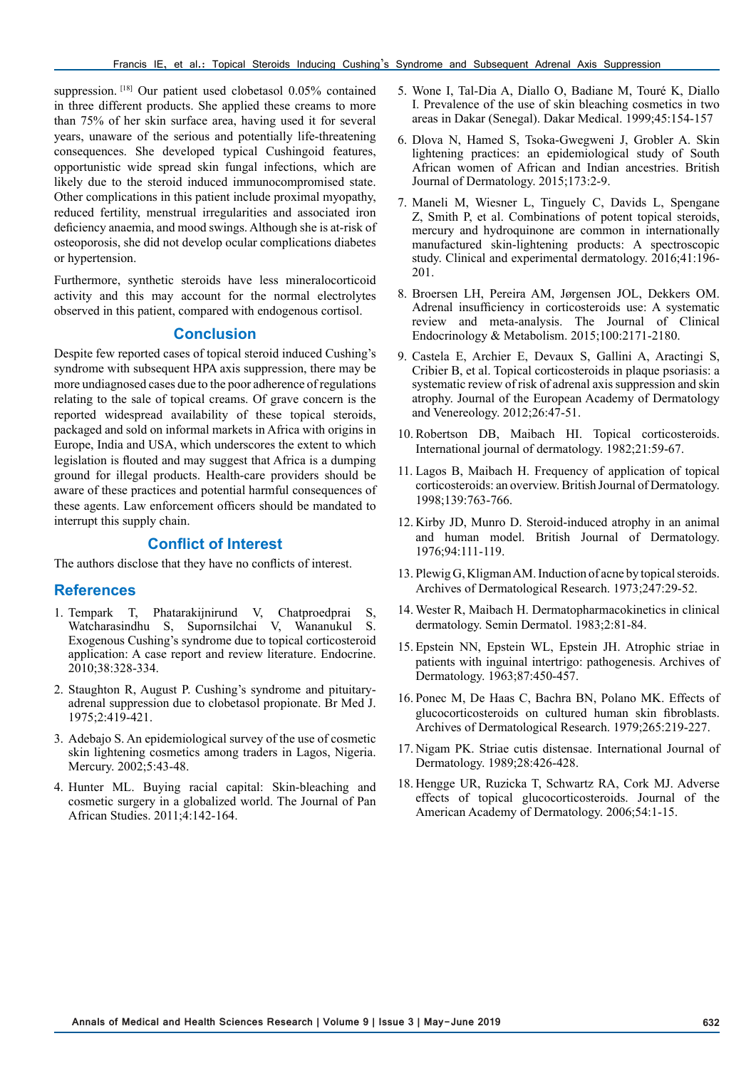suppression. [18] Our patient used clobetasol 0.05% contained in three different products. She applied these creams to more than 75% of her skin surface area, having used it for several years, unaware of the serious and potentially life-threatening consequences. She developed typical Cushingoid features, opportunistic wide spread skin fungal infections, which are likely due to the steroid induced immunocompromised state. Other complications in this patient include proximal myopathy, reduced fertility, menstrual irregularities and associated iron deficiency anaemia, and mood swings. Although she is at-risk of osteoporosis, she did not develop ocular complications diabetes or hypertension.

Furthermore, synthetic steroids have less mineralocorticoid activity and this may account for the normal electrolytes observed in this patient, compared with endogenous cortisol.

## Conclusion

Despite few reported cases of topical steroid induced Cushing's syndrome with subsequent HPA axis suppression, there may be more undiagnosed cases due to the poor adherence of regulations relating to the sale of topical creams. Of grave concern is the reported widespread availability of these topical steroids, packaged and sold on informal markets in Africa with origins in Europe, India and USA, which underscores the extent to which legislation is flouted and may suggest that Africa is a dumping ground for illegal products. Health-care providers should be aware of these practices and potential harmful consequences of these agents. Law enforcement officers should be mandated to interrupt this supply chain.

## Conflict of Interest

The authors disclose that they have no conflicts of interest.

## References

1. Tempark T, Phatarakijnirund V, Chatproedprai S, Watcharasindhu S, Supornsilchai V, Wananukul S. Exogenous Cushing's syndrome due to topical corticosteroid application: A case report and review literature. Endocrine. 2010;38:328-334.
2. Staughton R, August P. Cushing's syndrome and pituitary-adrenal suppression due to clobetasol propionate. Br Med J. 1975;2:419-421.
3. Adebajo S. An epidemiological survey of the use of cosmetic skin lightening cosmetics among traders in Lagos, Nigeria. Mercury. 2002;5:43-48.
4. Hunter ML. Buying racial capital: Skin-bleaching and cosmetic surgery in a globalized world. The Journal of Pan African Studies. 2011;4:142-164.
5. Wone I, Tal-Dia A, Diallo O, Badiane M, Touré K, Diallo I. Prevalence of the use of skin bleaching cosmetics in two areas in Dakar (Senegal). Dakar Medical. 1999;45:154-157
6. Dlova N, Hamed S, Tsoka-Gwegweni J, Grobler A. Skin lightening practices: an epidemiological study of South African women of African and Indian ancestries. British Journal of Dermatology. 2015;173:2-9.
7. Maneli M, Wiesner L, Tinguely C, Davids L, Spengane Z, Smith P, et al. Combinations of potent topical steroids, mercury and hydroquinone are common in internationally manufactured skin-lightening products: A spectroscopic study. Clinical and experimental dermatology. 2016;41:196-201.
8. Broersen LH, Pereira AM, Jørgensen JOL, Dekkers OM. Adrenal insufficiency in corticosteroids use: A systematic review and meta-analysis. The Journal of Clinical Endocrinology & Metabolism. 2015;100:2171-2180.
9. Castela E, Archier E, Devaux S, Gallini A, Aractingi S, Cribier B, et al. Topical corticosteroids in plaque psoriasis: a systematic review of risk of adrenal axis suppression and skin atrophy. Journal of the European Academy of Dermatology and Venereology. 2012;26:47-51.
10. Robertson DB, Maibach HI. Topical corticosteroids. International journal of dermatology. 1982;21:59-67.
11. Lagos B, Maibach H. Frequency of application of topical corticosteroids: an overview. British Journal of Dermatology. 1998;139:763-766.
12. Kirby JD, Munro D. Steroid-induced atrophy in an animal and human model. British Journal of Dermatology. 1976;94:111-119.
13. Plewig G, Kligman AM. Induction of acne by topical steroids. Archives of Dermatological Research. 1973;247:29-52.
14. Wester R, Maibach H. Dermatopharmacokinetics in clinical dermatology. Semin Dermatol. 1983;2:81-84.
15. Epstein NN, Epstein WL, Epstein JH. Atrophic striae in patients with inguinal intertrigo: pathogenesis. Archives of Dermatology. 1963;87:450-457.
16. Ponec M, De Haas C, Bachra BN, Polano MK. Effects of glucocorticosteroids on cultured human skin fibroblasts. Archives of Dermatological Research. 1979;265:219-227.
17. Nigam PK. Striae cutis distensae. International Journal of Dermatology. 1989;28:426-428.
18. Hengge UR, Ruzicka T, Schwartz RA, Cork MJ. Adverse effects of topical glucocorticosteroids. Journal of the American Academy of Dermatology. 2006;54:1-15.